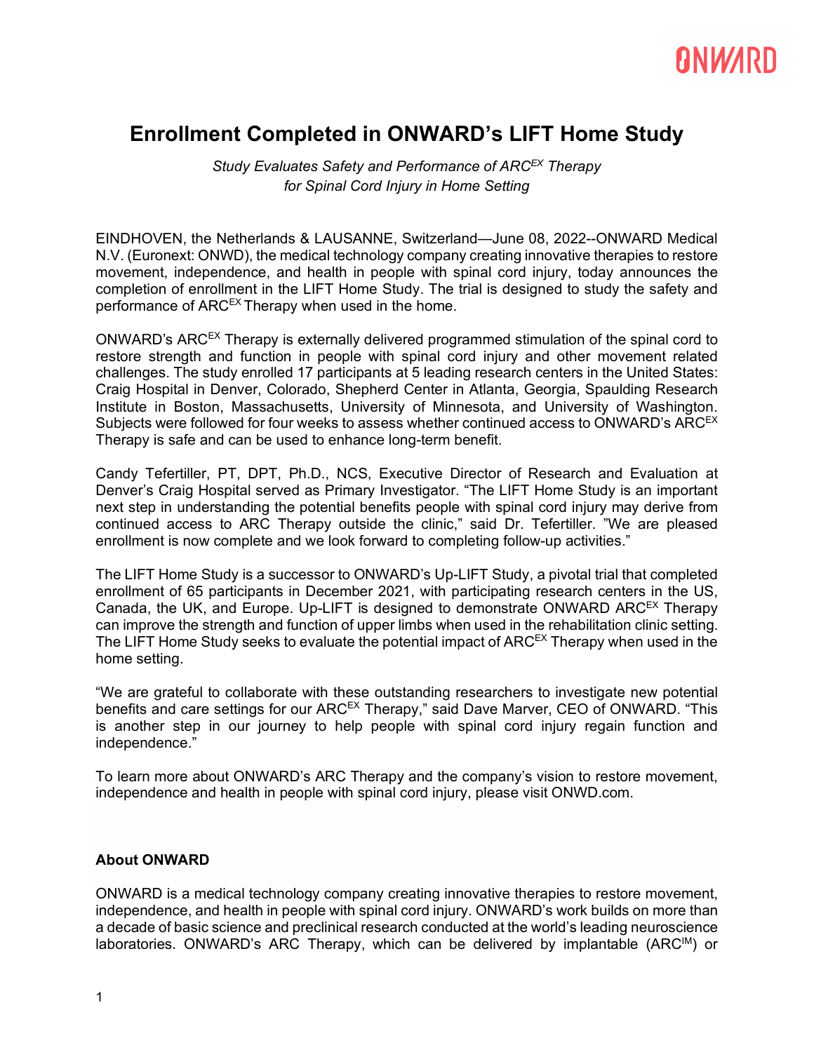ONWARD

# Enrollment Completed in ONWARD's LIFT Home Study

*Study Evaluates Safety and Performance of ARC[EX] Therapy*
*for Spinal Cord Injury in Home Setting*

EINDHOVEN, the Netherlands & LAUSANNE, Switzerland—June 08, 2022--ONWARD Medical N.V. (Euronext: ONWD), the medical technology company creating innovative therapies to restore movement, independence, and health in people with spinal cord injury, today announces the completion of enrollment in the LIFT Home Study. The trial is designed to study the safety and performance of ARC[EX] Therapy when used in the home.

ONWARD's ARC[EX] Therapy is externally delivered programmed stimulation of the spinal cord to restore strength and function in people with spinal cord injury and other movement related challenges. The study enrolled 17 participants at 5 leading research centers in the United States: Craig Hospital in Denver, Colorado, Shepherd Center in Atlanta, Georgia, Spaulding Research Institute in Boston, Massachusetts, University of Minnesota, and University of Washington. Subjects were followed for four weeks to assess whether continued access to ONWARD's ARC[EX] Therapy is safe and can be used to enhance long-term benefit.

Candy Tefertiller, PT, DPT, Ph.D., NCS, Executive Director of Research and Evaluation at Denver's Craig Hospital served as Primary Investigator. "The LIFT Home Study is an important next step in understanding the potential benefits people with spinal cord injury may derive from continued access to ARC Therapy outside the clinic," said Dr. Tefertiller. "We are pleased enrollment is now complete and we look forward to completing follow-up activities."

The LIFT Home Study is a successor to ONWARD's Up-LIFT Study, a pivotal trial that completed enrollment of 65 participants in December 2021, with participating research centers in the US, Canada, the UK, and Europe. Up-LIFT is designed to demonstrate ONWARD ARC[EX] Therapy can improve the strength and function of upper limbs when used in the rehabilitation clinic setting. The LIFT Home Study seeks to evaluate the potential impact of ARC[EX] Therapy when used in the home setting.

"We are grateful to collaborate with these outstanding researchers to investigate new potential benefits and care settings for our ARC[EX] Therapy," said Dave Marver, CEO of ONWARD. "This is another step in our journey to help people with spinal cord injury regain function and independence."

To learn more about ONWARD's ARC Therapy and the company's vision to restore movement, independence and health in people with spinal cord injury, please visit ONWD.com.

**About ONWARD**

ONWARD is a medical technology company creating innovative therapies to restore movement, independence, and health in people with spinal cord injury. ONWARD's work builds on more than a decade of basic science and preclinical research conducted at the world's leading neuroscience laboratories. ONWARD's ARC Therapy, which can be delivered by implantable (ARC[IM]) or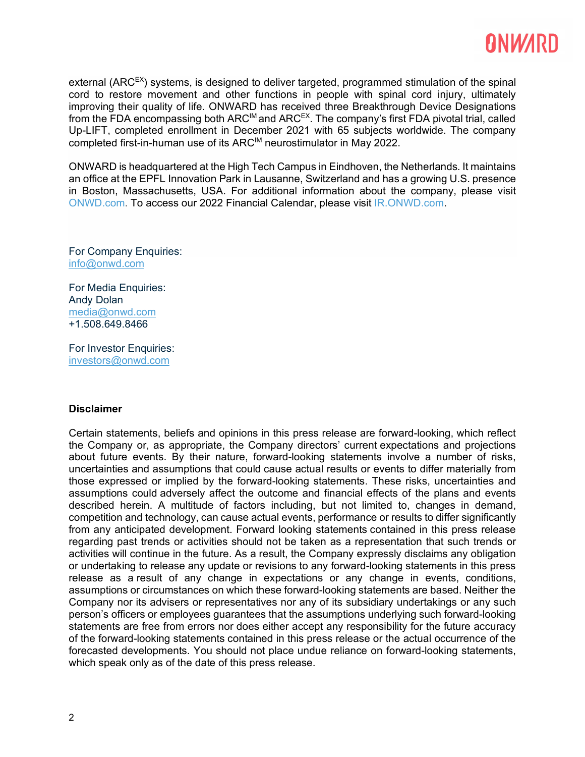external (ARC$^{EX}$) systems, is designed to deliver targeted, programmed stimulation of the spinal cord to restore movement and other functions in people with spinal cord injury, ultimately improving their quality of life. ONWARD has received three Breakthrough Device Designations from the FDA encompassing both ARC$^{IM}$ and ARC$^{EX}$. The company's first FDA pivotal trial, called Up-LIFT, completed enrollment in December 2021 with 65 subjects worldwide. The company completed first-in-human use of its ARC$^{IM}$ neurostimulator in May 2022.

ONWARD is headquartered at the High Tech Campus in Eindhoven, the Netherlands. It maintains an office at the EPFL Innovation Park in Lausanne, Switzerland and has a growing U.S. presence in Boston, Massachusetts, USA. For additional information about the company, please visit ONWD.com. To access our 2022 Financial Calendar, please visit IR.ONWD.com.

For Company Enquiries:
info@onwd.com

For Media Enquiries:
Andy Dolan
media@onwd.com
+1.508.649.8466

For Investor Enquiries:
investors@onwd.com

**Disclaimer**

Certain statements, beliefs and opinions in this press release are forward-looking, which reflect the Company or, as appropriate, the Company directors' current expectations and projections about future events. By their nature, forward-looking statements involve a number of risks, uncertainties and assumptions that could cause actual results or events to differ materially from those expressed or implied by the forward-looking statements. These risks, uncertainties and assumptions could adversely affect the outcome and financial effects of the plans and events described herein. A multitude of factors including, but not limited to, changes in demand, competition and technology, can cause actual events, performance or results to differ significantly from any anticipated development. Forward looking statements contained in this press release regarding past trends or activities should not be taken as a representation that such trends or activities will continue in the future. As a result, the Company expressly disclaims any obligation or undertaking to release any update or revisions to any forward-looking statements in this press release as a result of any change in expectations or any change in events, conditions, assumptions or circumstances on which these forward-looking statements are based. Neither the Company nor its advisers or representatives nor any of its subsidiary undertakings or any such person's officers or employees guarantees that the assumptions underlying such forward-looking statements are free from errors nor does either accept any responsibility for the future accuracy of the forward-looking statements contained in this press release or the actual occurrence of the forecasted developments. You should not place undue reliance on forward-looking statements, which speak only as of the date of this press release.